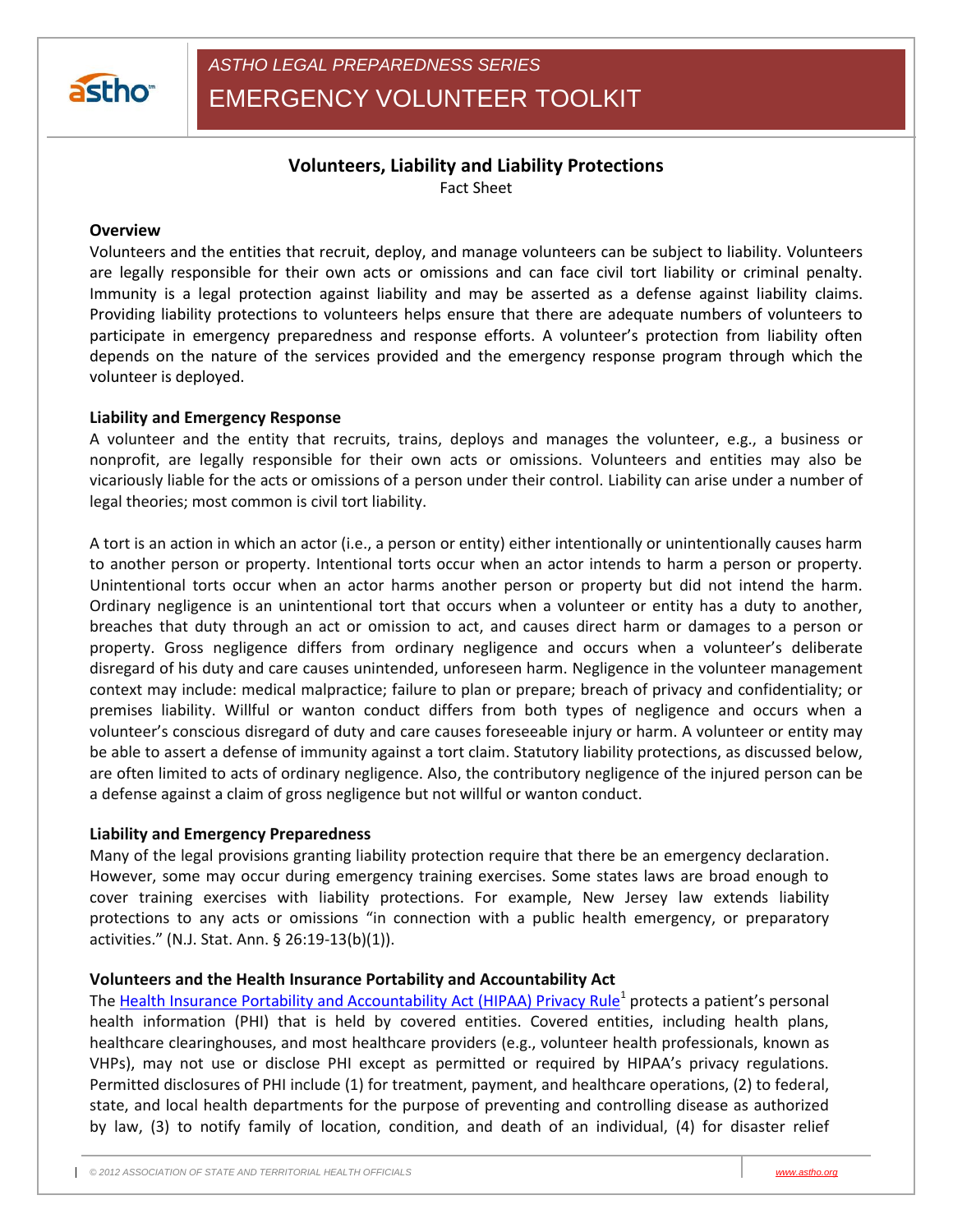*ASTHO LEGAL PREPAREDNESS SERIES*

EMERGENCY VOLUNTEER TOOLKIT

## Volunteers, Liability and Liability Protections

Fact Sheet

### Overview

Volunteers and the entities that recruit, deploy, and manage volunteers can be subject to liability. Volunteers are legally responsible for their own acts or omissions and can face civil tort liability or criminal penalty. Immunity is a legal protection against liability and may be asserted as a defense against liability claims. Providing liability protections to volunteers helps ensure that there are adequate numbers of volunteers to participate in emergency preparedness and response efforts. A volunteer's protection from liability often depends on the nature of the services provided and the emergency response program through which the volunteer is deployed.

### Liability and Emergency Response

A volunteer and the entity that recruits, trains, deploys and manages the volunteer, e.g., a business or nonprofit, are legally responsible for their own acts or omissions. Volunteers and entities may also be vicariously liable for the acts or omissions of a person under their control. Liability can arise under a number of legal theories; most common is civil tort liability.

A tort is an action in which an actor (i.e., a person or entity) either intentionally or unintentionally causes harm to another person or property. Intentional torts occur when an actor intends to harm a person or property. Unintentional torts occur when an actor harms another person or property but did not intend the harm. Ordinary negligence is an unintentional tort that occurs when a volunteer or entity has a duty to another, breaches that duty through an act or omission to act, and causes direct harm or damages to a person or property. Gross negligence differs from ordinary negligence and occurs when a volunteer's deliberate disregard of his duty and care causes unintended, unforeseen harm. Negligence in the volunteer management context may include: medical malpractice; failure to plan or prepare; breach of privacy and confidentiality; or premises liability. Willful or wanton conduct differs from both types of negligence and occurs when a volunteer's conscious disregard of duty and care causes foreseeable injury or harm. A volunteer or entity may be able to assert a defense of immunity against a tort claim. Statutory liability protections, as discussed below, are often limited to acts of ordinary negligence. Also, the contributory negligence of the injured person can be a defense against a claim of gross negligence but not willful or wanton conduct.

### Liability and Emergency Preparedness

Many of the legal provisions granting liability protection require that there be an emergency declaration. However, some may occur during emergency training exercises. Some states laws are broad enough to cover training exercises with liability protections. For example, New Jersey law extends liability protections to any acts or omissions "in connection with a public health emergency, or preparatory activities." (N.J. Stat. Ann. § 26:19-13(b)(1)).

### Volunteers and the Health Insurance Portability and Accountability Act

The Health Insurance Portability and Accountability Act (HIPAA) Privacy Rule[1] protects a patient's personal health information (PHI) that is held by covered entities. Covered entities, including health plans, healthcare clearinghouses, and most healthcare providers (e.g., volunteer health professionals, known as VHPs), may not use or disclose PHI except as permitted or required by HIPAA's privacy regulations. Permitted disclosures of PHI include (1) for treatment, payment, and healthcare operations, (2) to federal, state, and local health departments for the purpose of preventing and controlling disease as authorized by law, (3) to notify family of location, condition, and death of an individual, (4) for disaster relief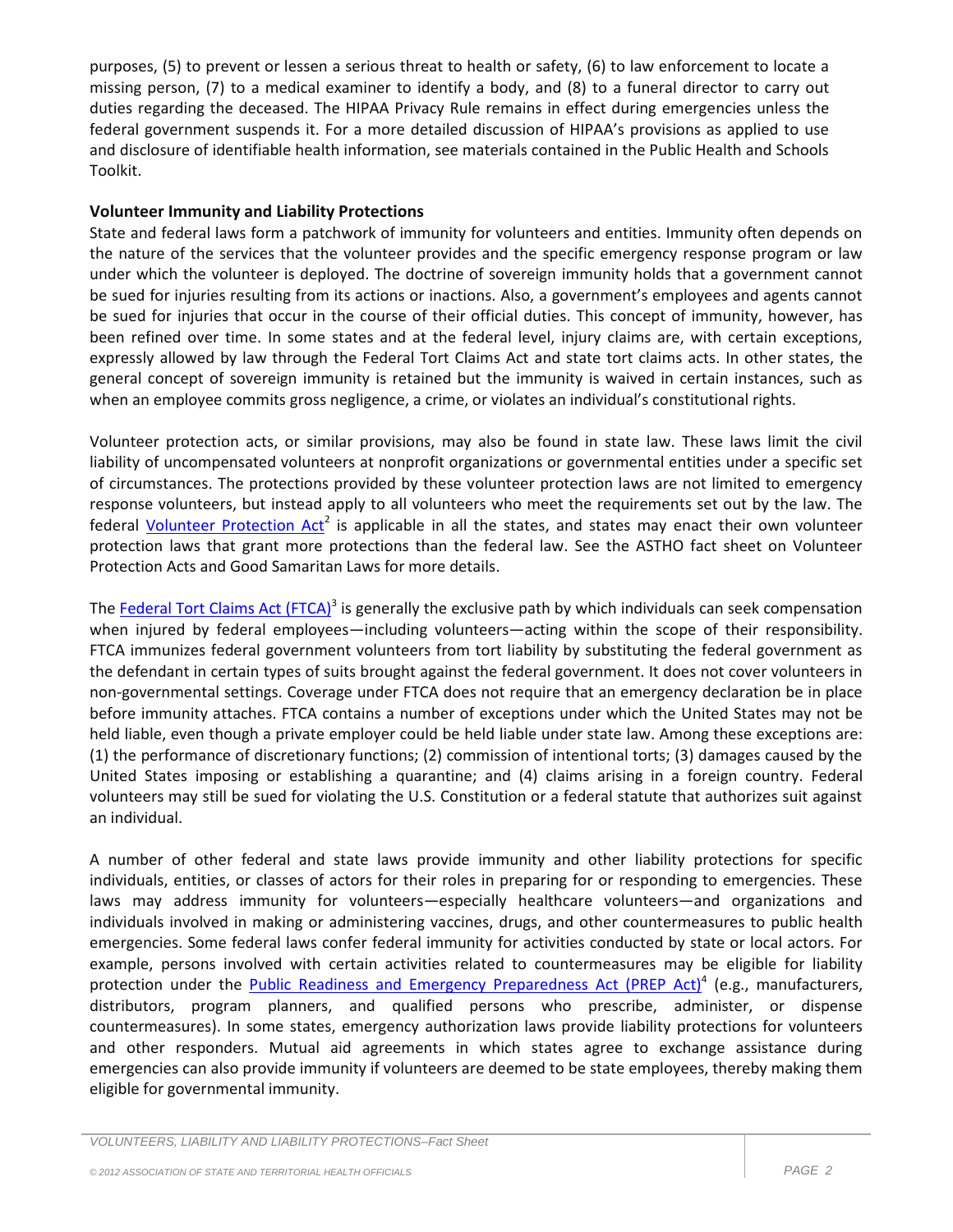purposes, (5) to prevent or lessen a serious threat to health or safety, (6) to law enforcement to locate a missing person, (7) to a medical examiner to identify a body, and (8) to a funeral director to carry out duties regarding the deceased. The HIPAA Privacy Rule remains in effect during emergencies unless the federal government suspends it. For a more detailed discussion of HIPAA's provisions as applied to use and disclosure of identifiable health information, see materials contained in the Public Health and Schools Toolkit.

**Volunteer Immunity and Liability Protections**

State and federal laws form a patchwork of immunity for volunteers and entities. Immunity often depends on the nature of the services that the volunteer provides and the specific emergency response program or law under which the volunteer is deployed. The doctrine of sovereign immunity holds that a government cannot be sued for injuries resulting from its actions or inactions. Also, a government's employees and agents cannot be sued for injuries that occur in the course of their official duties. This concept of immunity, however, has been refined over time. In some states and at the federal level, injury claims are, with certain exceptions, expressly allowed by law through the Federal Tort Claims Act and state tort claims acts. In other states, the general concept of sovereign immunity is retained but the immunity is waived in certain instances, such as when an employee commits gross negligence, a crime, or violates an individual's constitutional rights.

Volunteer protection acts, or similar provisions, may also be found in state law. These laws limit the civil liability of uncompensated volunteers at nonprofit organizations or governmental entities under a specific set of circumstances. The protections provided by these volunteer protection laws are not limited to emergency response volunteers, but instead apply to all volunteers who meet the requirements set out by the law. The federal Volunteer Protection Act[2] is applicable in all the states, and states may enact their own volunteer protection laws that grant more protections than the federal law. See the ASTHO fact sheet on Volunteer Protection Acts and Good Samaritan Laws for more details.

The Federal Tort Claims Act (FTCA)[3] is generally the exclusive path by which individuals can seek compensation when injured by federal employees—including volunteers—acting within the scope of their responsibility. FTCA immunizes federal government volunteers from tort liability by substituting the federal government as the defendant in certain types of suits brought against the federal government. It does not cover volunteers in non-governmental settings. Coverage under FTCA does not require that an emergency declaration be in place before immunity attaches. FTCA contains a number of exceptions under which the United States may not be held liable, even though a private employer could be held liable under state law. Among these exceptions are: (1) the performance of discretionary functions; (2) commission of intentional torts; (3) damages caused by the United States imposing or establishing a quarantine; and (4) claims arising in a foreign country. Federal volunteers may still be sued for violating the U.S. Constitution or a federal statute that authorizes suit against an individual.

A number of other federal and state laws provide immunity and other liability protections for specific individuals, entities, or classes of actors for their roles in preparing for or responding to emergencies. These laws may address immunity for volunteers—especially healthcare volunteers—and organizations and individuals involved in making or administering vaccines, drugs, and other countermeasures to public health emergencies. Some federal laws confer federal immunity for activities conducted by state or local actors. For example, persons involved with certain activities related to countermeasures may be eligible for liability protection under the Public Readiness and Emergency Preparedness Act (PREP Act)[4] (e.g., manufacturers, distributors, program planners, and qualified persons who prescribe, administer, or dispense countermeasures). In some states, emergency authorization laws provide liability protections for volunteers and other responders. Mutual aid agreements in which states agree to exchange assistance during emergencies can also provide immunity if volunteers are deemed to be state employees, thereby making them eligible for governmental immunity.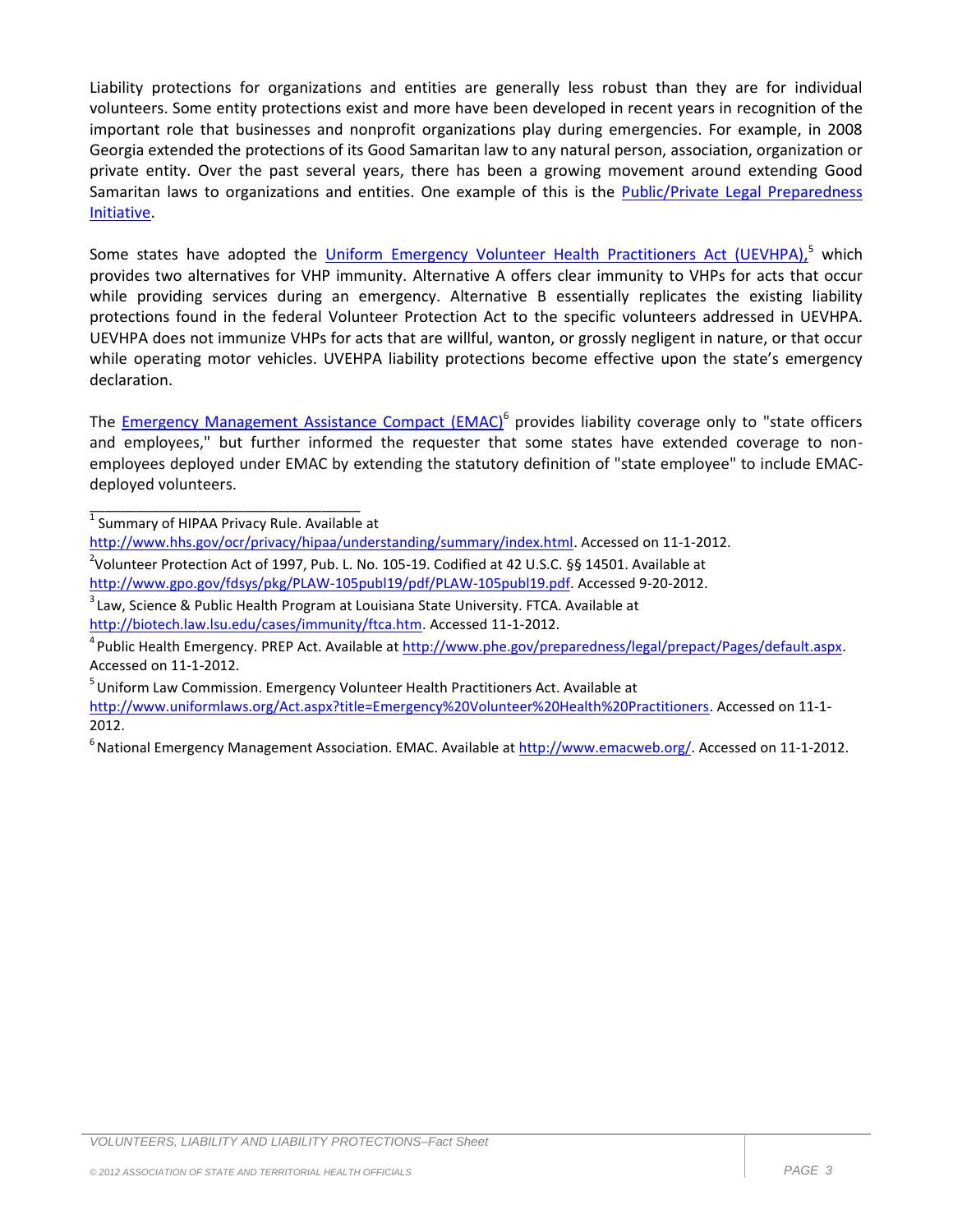Liability protections for organizations and entities are generally less robust than they are for individual volunteers. Some entity protections exist and more have been developed in recent years in recognition of the important role that businesses and nonprofit organizations play during emergencies. For example, in 2008 Georgia extended the protections of its Good Samaritan law to any natural person, association, organization or private entity. Over the past several years, there has been a growing movement around extending Good Samaritan laws to organizations and entities. One example of this is the [Public/Private Legal Preparedness Initiative](#).

Some states have adopted the [Uniform Emergency Volunteer Health Practitioners Act (UEVHPA),](#)[5] which provides two alternatives for VHP immunity. Alternative A offers clear immunity to VHPs for acts that occur while providing services during an emergency. Alternative B essentially replicates the existing liability protections found in the federal Volunteer Protection Act to the specific volunteers addressed in UEVHPA. UEVHPA does not immunize VHPs for acts that are willful, wanton, or grossly negligent in nature, or that occur while operating motor vehicles. UVEHPA liability protections become effective upon the state's emergency declaration.

The [Emergency Management Assistance Compact (EMAC)](#)[6] provides liability coverage only to "state officers and employees," but further informed the requester that some states have extended coverage to non-employees deployed under EMAC by extending the statutory definition of "state employee" to include EMAC-deployed volunteers.

---

[1] Summary of HIPAA Privacy Rule. Available at http://www.hhs.gov/ocr/privacy/hipaa/understanding/summary/index.html. Accessed on 11-1-2012.

[2] Volunteer Protection Act of 1997, Pub. L. No. 105-19. Codified at 42 U.S.C. §§ 14501. Available at http://www.gpo.gov/fdsys/pkg/PLAW-105publ19/pdf/PLAW-105publ19.pdf. Accessed 9-20-2012.

[3] Law, Science & Public Health Program at Louisiana State University. FTCA. Available at http://biotech.law.lsu.edu/cases/immunity/ftca.htm. Accessed 11-1-2012.

[4] Public Health Emergency. PREP Act. Available at http://www.phe.gov/preparedness/legal/prepact/Pages/default.aspx. Accessed on 11-1-2012.

[5] Uniform Law Commission. Emergency Volunteer Health Practitioners Act. Available at http://www.uniformlaws.org/Act.aspx?title=Emergency%20Volunteer%20Health%20Practitioners. Accessed on 11-1-2012.

[6] National Emergency Management Association. EMAC. Available at http://www.emacweb.org/. Accessed on 11-1-2012.